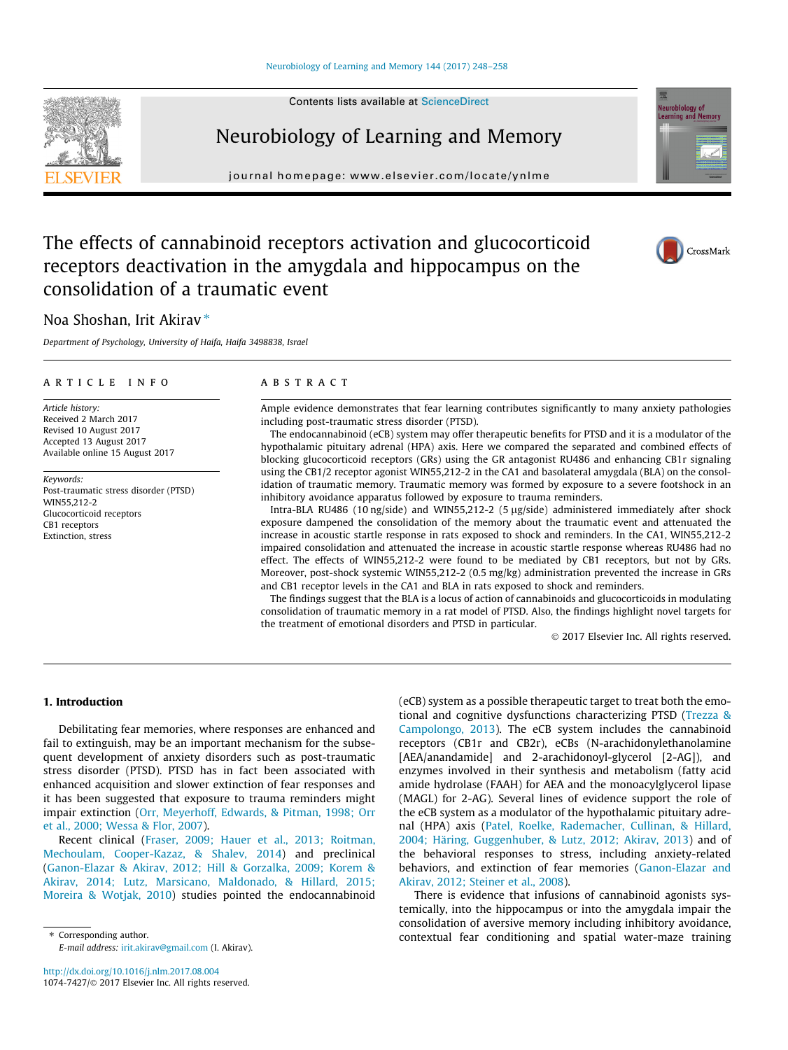# The effects of cannabinoid receptors activation and glucocorticoid receptors deactivation in the amygdala and hippocampus on the consolidation of a traumatic event

Noa Shoshan, Irit Akirav *

*Department of Psychology, University of Haifa, Haifa 3498838, Israel*

## ARTICLE INFO

*Article history:*
Received 2 March 2017
Revised 10 August 2017
Accepted 13 August 2017
Available online 15 August 2017

*Keywords:*
Post-traumatic stress disorder (PTSD)
WIN55,212-2
Glucocorticoid receptors
CB1 receptors
Extinction, stress

## ABSTRACT

Ample evidence demonstrates that fear learning contributes significantly to many anxiety pathologies including post-traumatic stress disorder (PTSD).

The endocannabinoid (eCB) system may offer therapeutic benefits for PTSD and it is a modulator of the hypothalamic pituitary adrenal (HPA) axis. Here we compared the separated and combined effects of blocking glucocorticoid receptors (GRs) using the GR antagonist RU486 and enhancing CB1r signaling using the CB1/2 receptor agonist WIN55,212-2 in the CA1 and basolateral amygdala (BLA) on the consolidation of traumatic memory. Traumatic memory was formed by exposure to a severe footshock in an inhibitory avoidance apparatus followed by exposure to trauma reminders.

Intra-BLA RU486 (10 ng/side) and WIN55,212-2 (5 μg/side) administered immediately after shock exposure dampened the consolidation of the memory about the traumatic event and attenuated the increase in acoustic startle response in rats exposed to shock and reminders. In the CA1, WIN55,212-2 impaired consolidation and attenuated the increase in acoustic startle response whereas RU486 had no effect. The effects of WIN55,212-2 were found to be mediated by CB1 receptors, but not by GRs. Moreover, post-shock systemic WIN55,212-2 (0.5 mg/kg) administration prevented the increase in GRs and CB1 receptor levels in the CA1 and BLA in rats exposed to shock and reminders.

The findings suggest that the BLA is a locus of action of cannabinoids and glucocorticoids in modulating consolidation of traumatic memory in a rat model of PTSD. Also, the findings highlight novel targets for the treatment of emotional disorders and PTSD in particular.

© 2017 Elsevier Inc. All rights reserved.

## 1. Introduction

Debilitating fear memories, where responses are enhanced and fail to extinguish, may be an important mechanism for the subsequent development of anxiety disorders such as post-traumatic stress disorder (PTSD). PTSD has in fact been associated with enhanced acquisition and slower extinction of fear responses and it has been suggested that exposure to trauma reminders might impair extinction (Orr, Meyerhoff, Edwards, & Pitman, 1998; Orr et al., 2000; Wessa & Flor, 2007).

Recent clinical (Fraser, 2009; Hauer et al., 2013; Roitman, Mechoulam, Cooper-Kazaz, & Shalev, 2014) and preclinical (Ganon-Elazar & Akirav, 2012; Hill & Gorzalka, 2009; Korem & Akirav, 2014; Lutz, Marsicano, Maldonado, & Hillard, 2015; Moreira & Wotjak, 2010) studies pointed the endocannabinoid (eCB) system as a possible therapeutic target to treat both the emotional and cognitive dysfunctions characterizing PTSD (Trezza & Campolongo, 2013). The eCB system includes the cannabinoid receptors (CB1r and CB2r), eCBs (N-arachidonylethanolamine [AEA/anandamide] and 2-arachidonoyl-glycerol [2-AG]), and enzymes involved in their synthesis and metabolism (fatty acid amide hydrolase (FAAH) for AEA and the monoacylglycerol lipase (MAGL) for 2-AG). Several lines of evidence support the role of the eCB system as a modulator of the hypothalamic pituitary adrenal (HPA) axis (Patel, Roelke, Rademacher, Cullinan, & Hillard, 2004; Häring, Guggenhuber, & Lutz, 2012; Akirav, 2013) and of the behavioral responses to stress, including anxiety-related behaviors, and extinction of fear memories (Ganon-Elazar and Akirav, 2012; Steiner et al., 2008).

There is evidence that infusions of cannabinoid agonists systemically, into the hippocampus or into the amygdala impair the consolidation of aversive memory including inhibitory avoidance, contextual fear conditioning and spatial water-maze training

* Corresponding author.
E-mail address: irit.akirav@gmail.com (I. Akirav).

http://dx.doi.org/10.1016/j.nlm.2017.08.004
1074-7427/© 2017 Elsevier Inc. All rights reserved.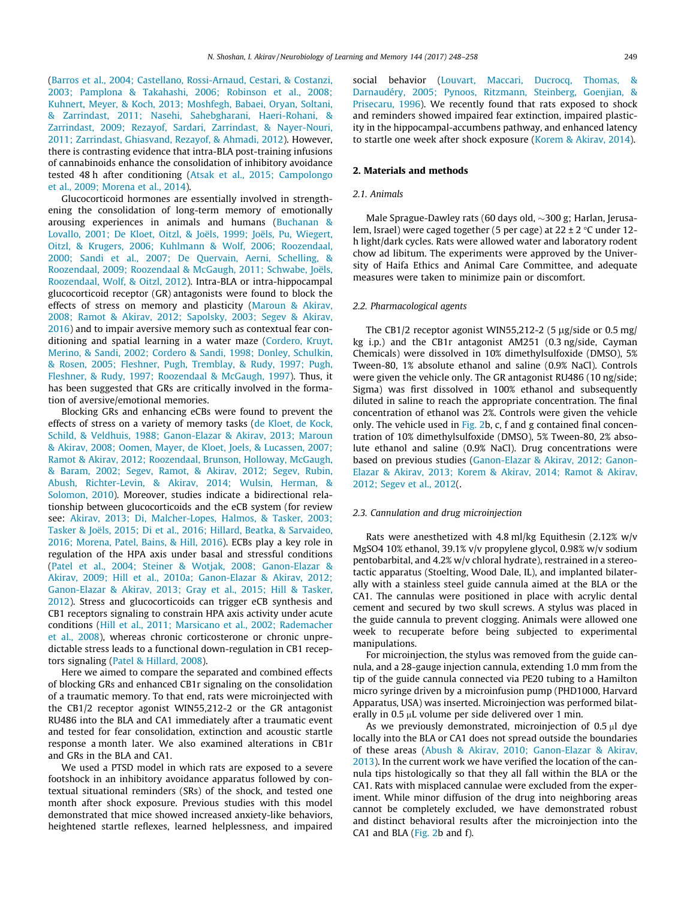(Barros et al., 2004; Castellano, Rossi-Arnaud, Cestari, & Costanzi, 2003; Pamplona & Takahashi, 2006; Robinson et al., 2008; Kuhnert, Meyer, & Koch, 2013; Moshfegh, Babaei, Oryan, Soltani, & Zarrindast, 2011; Nasehi, Sahebgharani, Haeri-Rohani, & Zarrindast, 2009; Rezayof, Sardari, Zarrindast, & Nayer-Nouri, 2011; Zarrindast, Ghiasvand, Rezayof, & Ahmadi, 2012). However, there is contrasting evidence that intra-BLA post-training infusions of cannabinoids enhance the consolidation of inhibitory avoidance tested 48 h after conditioning (Atsak et al., 2015; Campolongo et al., 2009; Morena et al., 2014).

Glucocorticoid hormones are essentially involved in strengthening the consolidation of long-term memory of emotionally arousing experiences in animals and humans (Buchanan & Lovallo, 2001; De Kloet, Oitzl, & Joëls, 1999; Joëls, Pu, Wiegert, Oitzl, & Krugers, 2006; Kuhlmann & Wolf, 2006; Roozendaal, 2000; Sandi et al., 2007; De Quervain, Aerni, Schelling, & Roozendaal, 2009; Roozendaal & McGaugh, 2011; Schwabe, Joëls, Roozendaal, Wolf, & Oitzl, 2012). Intra-BLA or intra-hippocampal glucocorticoid receptor (GR) antagonists were found to block the effects of stress on memory and plasticity (Maroun & Akirav, 2008; Ramot & Akirav, 2012; Sapolsky, 2003; Segev & Akirav, 2016) and to impair aversive memory such as contextual fear conditioning and spatial learning in a water maze (Cordero, Kruyt, Merino, & Sandi, 2002; Cordero & Sandi, 1998; Donley, Schulkin, & Rosen, 2005; Fleshner, Pugh, Tremblay, & Rudy, 1997; Pugh, Fleshner, & Rudy, 1997; Roozendaal & McGaugh, 1997). Thus, it has been suggested that GRs are critically involved in the formation of aversive/emotional memories.

Blocking GRs and enhancing eCBs were found to prevent the effects of stress on a variety of memory tasks (de Kloet, de Kock, Schild, & Veldhuis, 1988; Ganon-Elazar & Akirav, 2013; Maroun & Akirav, 2008; Oomen, Mayer, de Kloet, Joels, & Lucassen, 2007; Ramot & Akirav, 2012; Roozendaal, Brunson, Holloway, McGaugh, & Baram, 2002; Segev, Ramot, & Akirav, 2012; Segev, Rubin, Abush, Richter-Levin, & Akirav, 2014; Wulsin, Herman, & Solomon, 2010). Moreover, studies indicate a bidirectional relationship between glucocorticoids and the eCB system (for review see: Akirav, 2013; Di, Malcher-Lopes, Halmos, & Tasker, 2003; Tasker & Joëls, 2015; Di et al., 2016; Hillard, Beatka, & Sarvaideo, 2016; Morena, Patel, Bains, & Hill, 2016). ECBs play a key role in regulation of the HPA axis under basal and stressful conditions (Patel et al., 2004; Steiner & Wotjak, 2008; Ganon-Elazar & Akirav, 2009; Hill et al., 2010a; Ganon-Elazar & Akirav, 2012; Ganon-Elazar & Akirav, 2013; Gray et al., 2015; Hill & Tasker, 2012). Stress and glucocorticoids can trigger eCB synthesis and CB1 receptors signaling to constrain HPA axis activity under acute conditions (Hill et al., 2011; Marsicano et al., 2002; Rademacher et al., 2008), whereas chronic corticosterone or chronic unpredictable stress leads to a functional down-regulation in CB1 receptors signaling (Patel & Hillard, 2008).

Here we aimed to compare the separated and combined effects of blocking GRs and enhanced CB1r signaling on the consolidation of a traumatic memory. To that end, rats were microinjected with the CB1/2 receptor agonist WIN55,212-2 or the GR antagonist RU486 into the BLA and CA1 immediately after a traumatic event and tested for fear consolidation, extinction and acoustic startle response a month later. We also examined alterations in CB1r and GRs in the BLA and CA1.

We used a PTSD model in which rats are exposed to a severe footshock in an inhibitory avoidance apparatus followed by contextual situational reminders (SRs) of the shock, and tested one month after shock exposure. Previous studies with this model demonstrated that mice showed increased anxiety-like behaviors, heightened startle reflexes, learned helplessness, and impaired social behavior (Louvart, Maccari, Ducrocq, Thomas, & Darnaudéry, 2005; Pynoos, Ritzmann, Steinberg, Goenjian, & Prisecaru, 1996). We recently found that rats exposed to shock and reminders showed impaired fear extinction, impaired plasticity in the hippocampal-accumbens pathway, and enhanced latency to startle one week after shock exposure (Korem & Akirav, 2014).

## 2. Materials and methods

### 2.1. Animals

Male Sprague-Dawley rats (60 days old, ~300 g; Harlan, Jerusalem, Israel) were caged together (5 per cage) at 22 ± 2 °C under 12-h light/dark cycles. Rats were allowed water and laboratory rodent chow ad libitum. The experiments were approved by the University of Haifa Ethics and Animal Care Committee, and adequate measures were taken to minimize pain or discomfort.

### 2.2. Pharmacological agents

The CB1/2 receptor agonist WIN55,212-2 (5 μg/side or 0.5 mg/kg i.p.) and the CB1r antagonist AM251 (0.3 ng/side, Cayman Chemicals) were dissolved in 10% dimethylsulfoxide (DMSO), 5% Tween-80, 1% absolute ethanol and saline (0.9% NaCl). Controls were given the vehicle only. The GR antagonist RU486 (10 ng/side; Sigma) was first dissolved in 100% ethanol and subsequently diluted in saline to reach the appropriate concentration. The final concentration of ethanol was 2%. Controls were given the vehicle only. The vehicle used in Fig. 2b, c, f and g contained final concentration of 10% dimethylsulfoxide (DMSO), 5% Tween-80, 2% absolute ethanol and saline (0.9% NaCl). Drug concentrations were based on previous studies (Ganon-Elazar & Akirav, 2012; Ganon-Elazar & Akirav, 2013; Korem & Akirav, 2014; Ramot & Akirav, 2012; Segev et al., 2012(.

### 2.3. Cannulation and drug microinjection

Rats were anesthetized with 4.8 ml/kg Equithesin (2.12% w/v $MgSO_4$ 10% ethanol, 39.1% v/v propylene glycol, 0.98% w/v sodium pentobarbital, and 4.2% w/v chloral hydrate), restrained in a stereotactic apparatus (Stoelting, Wood Dale, IL), and implanted bilaterally with a stainless steel guide cannula aimed at the BLA or the CA1. The cannulas were positioned in place with acrylic dental cement and secured by two skull screws. A stylus was placed in the guide cannula to prevent clogging. Animals were allowed one week to recuperate before being subjected to experimental manipulations.

For microinjection, the stylus was removed from the guide cannula, and a 28-gauge injection cannula, extending 1.0 mm from the tip of the guide cannula connected via PE20 tubing to a Hamilton micro syringe driven by a microinfusion pump (PHD1000, Harvard Apparatus, USA) was inserted. Microinjection was performed bilaterally in 0.5 μL volume per side delivered over 1 min.

As we previously demonstrated, microinjection of 0.5 μl dye locally into the BLA or CA1 does not spread outside the boundaries of these areas (Abush & Akirav, 2010; Ganon-Elazar & Akirav, 2013). In the current work we have verified the location of the cannula tips histologically so that they all fall within the BLA or the CA1. Rats with misplaced cannulae were excluded from the experiment. While minor diffusion of the drug into neighboring areas cannot be completely excluded, we have demonstrated robust and distinct behavioral results after the microinjection into the CA1 and BLA (Fig. 2b and f).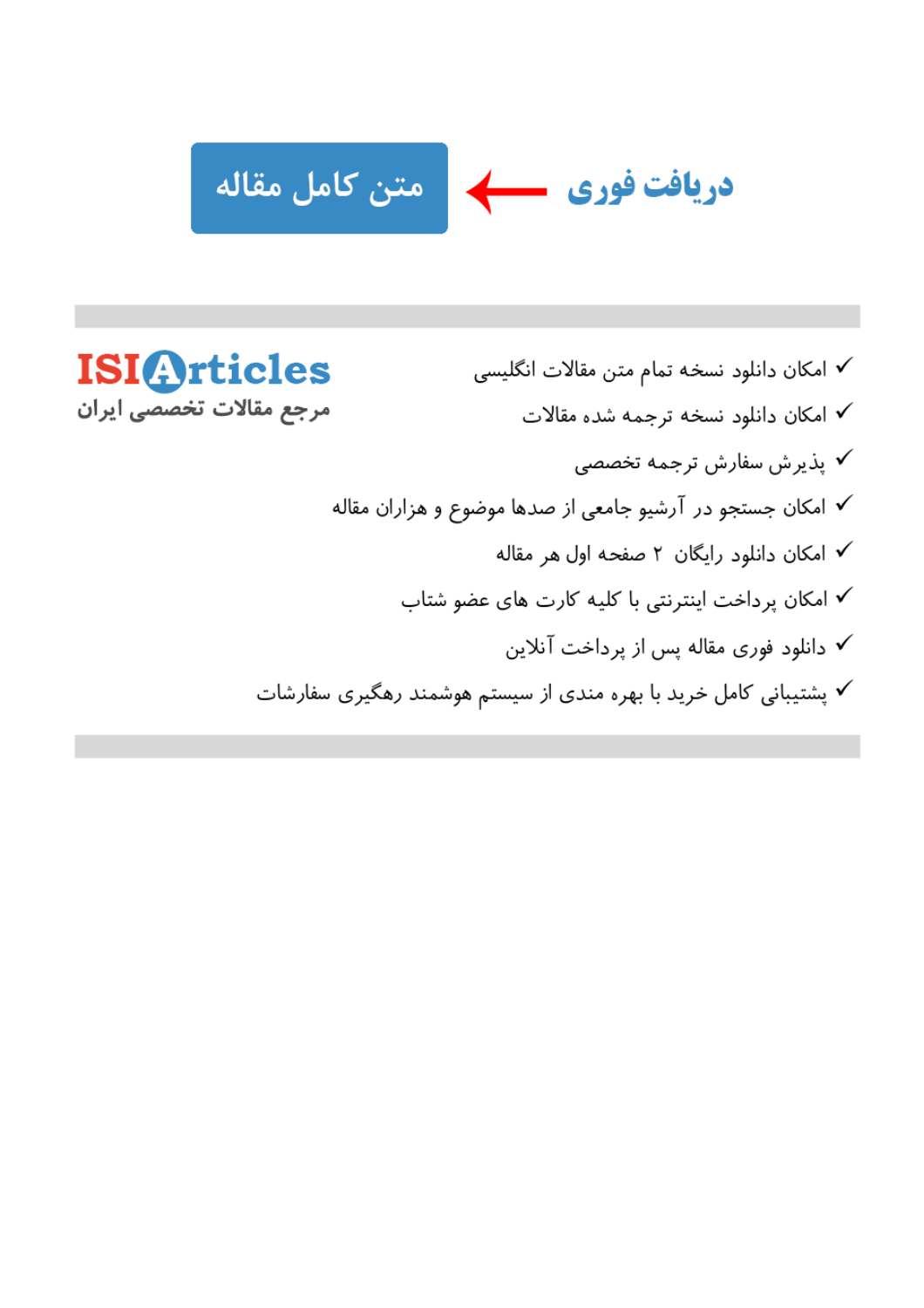**متن کامل مقاله** ← **دریافت فوری**

---

**ISIArticles**
مرجع مقالات تخصصی ایران

- ✓ امکان دانلود نسخه تمام متن مقالات انگلیسی
- ✓ امکان دانلود نسخه ترجمه شده مقالات
- ✓ پذیرش سفارش ترجمه تخصصی
- ✓ امکان جستجو در آرشیو جامعی از صدها موضوع و هزاران مقاله
- ✓ امکان دانلود رایگان ۲ صفحه اول هر مقاله
- ✓ امکان پرداخت اینترنتی با کلیه کارت های عضو شتاب
- ✓ دانلود فوری مقاله پس از پرداخت آنلاین
- ✓ پشتیبانی کامل خرید با بهره مندی از سیستم هوشمند رهگیری سفارشات

---